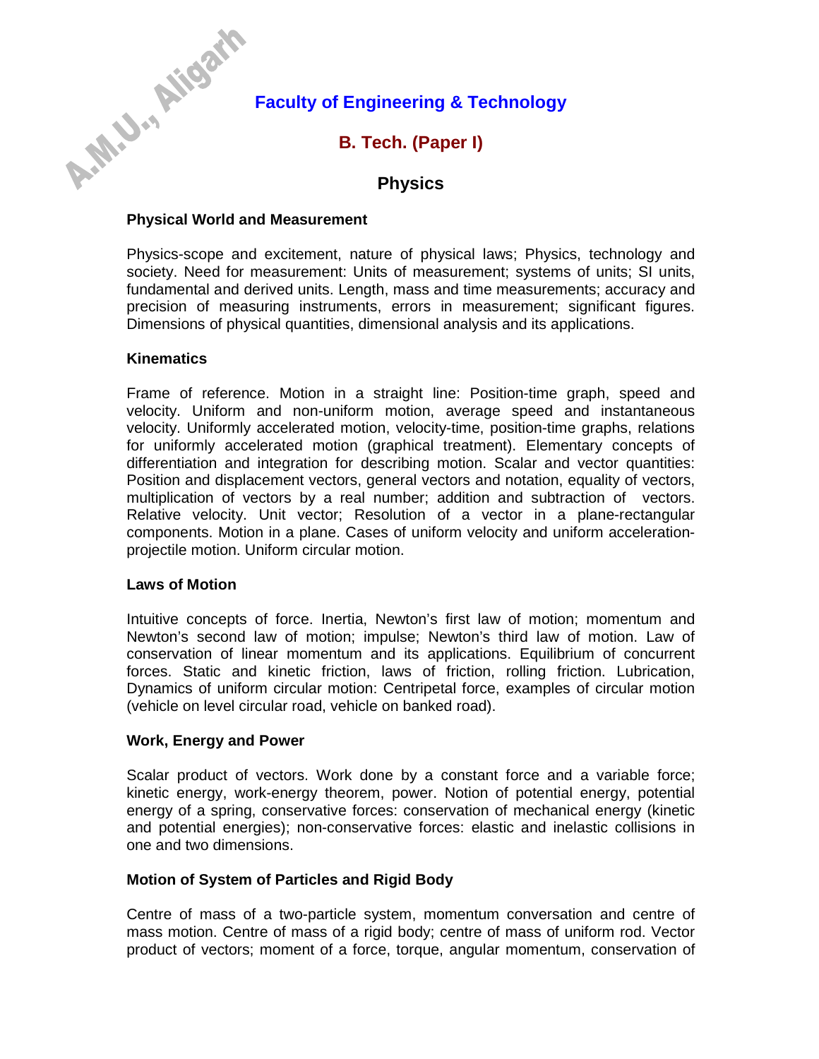# Faculty of Engineering & Technology

## B. Tech. (Paper I)

## Physics

### Physical World and Measurement

Physics-scope and excitement, nature of physical laws; Physics, technology and society. Need for measurement: Units of measurement; systems of units; SI units, fundamental and derived units. Length, mass and time measurements; accuracy and precision of measuring instruments, errors in measurement; significant figures. Dimensions of physical quantities, dimensional analysis and its applications.

### Kinematics

Frame of reference. Motion in a straight line: Position-time graph, speed and velocity. Uniform and non-uniform motion, average speed and instantaneous velocity. Uniformly accelerated motion, velocity-time, position-time graphs, relations for uniformly accelerated motion (graphical treatment). Elementary concepts of differentiation and integration for describing motion. Scalar and vector quantities: Position and displacement vectors, general vectors and notation, equality of vectors, multiplication of vectors by a real number; addition and subtraction of vectors. Relative velocity. Unit vector; Resolution of a vector in a plane-rectangular components. Motion in a plane. Cases of uniform velocity and uniform acceleration-projectile motion. Uniform circular motion.

### Laws of Motion

Intuitive concepts of force. Inertia, Newton's first law of motion; momentum and Newton's second law of motion; impulse; Newton's third law of motion. Law of conservation of linear momentum and its applications. Equilibrium of concurrent forces. Static and kinetic friction, laws of friction, rolling friction. Lubrication, Dynamics of uniform circular motion: Centripetal force, examples of circular motion (vehicle on level circular road, vehicle on banked road).

### Work, Energy and Power

Scalar product of vectors. Work done by a constant force and a variable force; kinetic energy, work-energy theorem, power. Notion of potential energy, potential energy of a spring, conservative forces: conservation of mechanical energy (kinetic and potential energies); non-conservative forces: elastic and inelastic collisions in one and two dimensions.

### Motion of System of Particles and Rigid Body

Centre of mass of a two-particle system, momentum conversation and centre of mass motion. Centre of mass of a rigid body; centre of mass of uniform rod. Vector product of vectors; moment of a force, torque, angular momentum, conservation of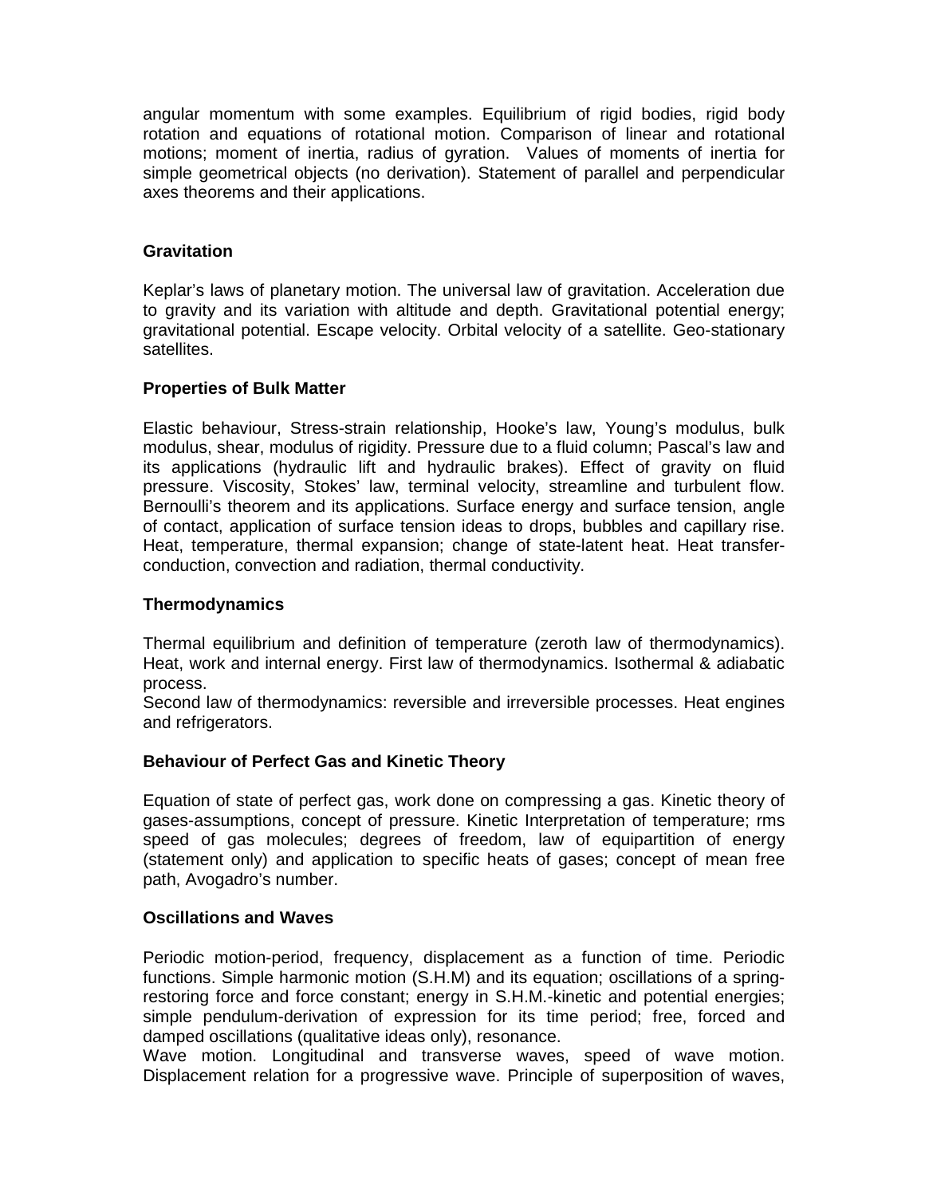angular momentum with some examples. Equilibrium of rigid bodies, rigid body rotation and equations of rotational motion. Comparison of linear and rotational motions; moment of inertia, radius of gyration. Values of moments of inertia for simple geometrical objects (no derivation). Statement of parallel and perpendicular axes theorems and their applications.

**Gravitation**

Keplar's laws of planetary motion. The universal law of gravitation. Acceleration due to gravity and its variation with altitude and depth. Gravitational potential energy; gravitational potential. Escape velocity. Orbital velocity of a satellite. Geo-stationary satellites.

**Properties of Bulk Matter**

Elastic behaviour, Stress-strain relationship, Hooke's law, Young's modulus, bulk modulus, shear, modulus of rigidity. Pressure due to a fluid column; Pascal's law and its applications (hydraulic lift and hydraulic brakes). Effect of gravity on fluid pressure. Viscosity, Stokes' law, terminal velocity, streamline and turbulent flow. Bernoulli's theorem and its applications. Surface energy and surface tension, angle of contact, application of surface tension ideas to drops, bubbles and capillary rise. Heat, temperature, thermal expansion; change of state-latent heat. Heat transfer-conduction, convection and radiation, thermal conductivity.

**Thermodynamics**

Thermal equilibrium and definition of temperature (zeroth law of thermodynamics). Heat, work and internal energy. First law of thermodynamics. Isothermal & adiabatic process.

Second law of thermodynamics: reversible and irreversible processes. Heat engines and refrigerators.

**Behaviour of Perfect Gas and Kinetic Theory**

Equation of state of perfect gas, work done on compressing a gas. Kinetic theory of gases-assumptions, concept of pressure. Kinetic Interpretation of temperature; rms speed of gas molecules; degrees of freedom, law of equipartition of energy (statement only) and application to specific heats of gases; concept of mean free path, Avogadro's number.

**Oscillations and Waves**

Periodic motion-period, frequency, displacement as a function of time. Periodic functions. Simple harmonic motion (S.H.M) and its equation; oscillations of a spring-restoring force and force constant; energy in S.H.M.-kinetic and potential energies; simple pendulum-derivation of expression for its time period; free, forced and damped oscillations (qualitative ideas only), resonance.

Wave motion. Longitudinal and transverse waves, speed of wave motion. Displacement relation for a progressive wave. Principle of superposition of waves,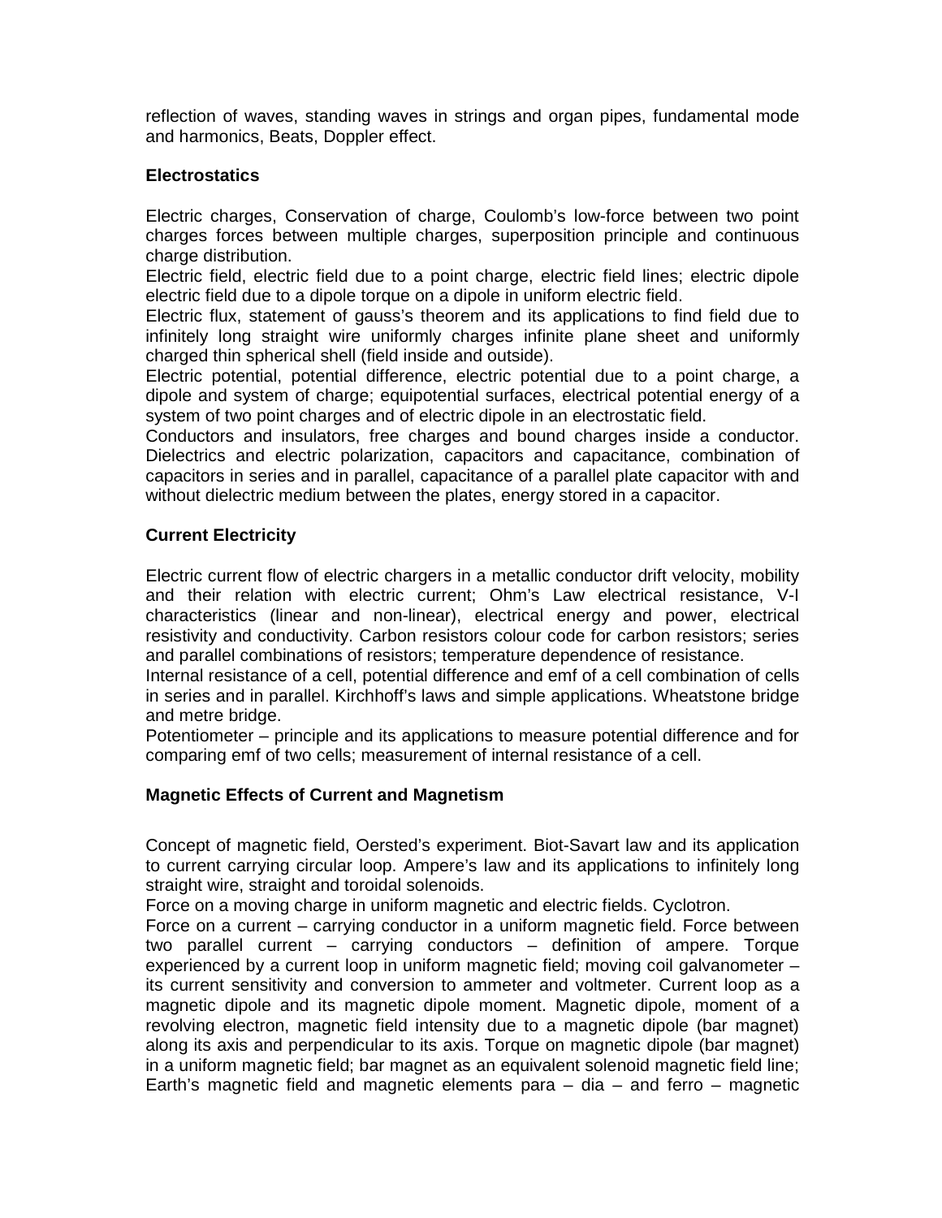reflection of waves, standing waves in strings and organ pipes, fundamental mode and harmonics, Beats, Doppler effect.

**Electrostatics**

Electric charges, Conservation of charge, Coulomb's low-force between two point charges forces between multiple charges, superposition principle and continuous charge distribution.
Electric field, electric field due to a point charge, electric field lines; electric dipole electric field due to a dipole torque on a dipole in uniform electric field.
Electric flux, statement of gauss's theorem and its applications to find field due to infinitely long straight wire uniformly charges infinite plane sheet and uniformly charged thin spherical shell (field inside and outside).
Electric potential, potential difference, electric potential due to a point charge, a dipole and system of charge; equipotential surfaces, electrical potential energy of a system of two point charges and of electric dipole in an electrostatic field.
Conductors and insulators, free charges and bound charges inside a conductor. Dielectrics and electric polarization, capacitors and capacitance, combination of capacitors in series and in parallel, capacitance of a parallel plate capacitor with and without dielectric medium between the plates, energy stored in a capacitor.

**Current Electricity**

Electric current flow of electric chargers in a metallic conductor drift velocity, mobility and their relation with electric current; Ohm's Law electrical resistance, V-I characteristics (linear and non-linear), electrical energy and power, electrical resistivity and conductivity. Carbon resistors colour code for carbon resistors; series and parallel combinations of resistors; temperature dependence of resistance.
Internal resistance of a cell, potential difference and emf of a cell combination of cells in series and in parallel. Kirchhoff's laws and simple applications. Wheatstone bridge and metre bridge.
Potentiometer – principle and its applications to measure potential difference and for comparing emf of two cells; measurement of internal resistance of a cell.

**Magnetic Effects of Current and Magnetism**

Concept of magnetic field, Oersted's experiment. Biot-Savart law and its application to current carrying circular loop. Ampere's law and its applications to infinitely long straight wire, straight and toroidal solenoids.
Force on a moving charge in uniform magnetic and electric fields. Cyclotron.
Force on a current – carrying conductor in a uniform magnetic field. Force between two parallel current – carrying conductors – definition of ampere. Torque experienced by a current loop in uniform magnetic field; moving coil galvanometer – its current sensitivity and conversion to ammeter and voltmeter. Current loop as a magnetic dipole and its magnetic dipole moment. Magnetic dipole, moment of a revolving electron, magnetic field intensity due to a magnetic dipole (bar magnet) along its axis and perpendicular to its axis. Torque on magnetic dipole (bar magnet) in a uniform magnetic field; bar magnet as an equivalent solenoid magnetic field line; Earth's magnetic field and magnetic elements para – dia – and ferro – magnetic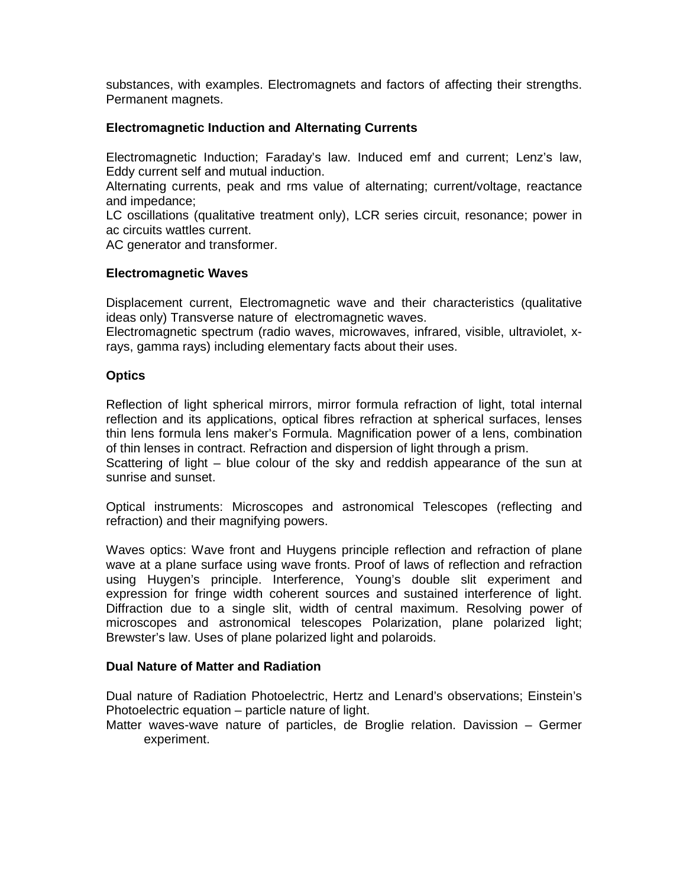substances, with examples. Electromagnets and factors of affecting their strengths. Permanent magnets.

**Electromagnetic Induction and Alternating Currents**

Electromagnetic Induction; Faraday's law. Induced emf and current; Lenz's law, Eddy current self and mutual induction.
Alternating currents, peak and rms value of alternating; current/voltage, reactance and impedance;
LC oscillations (qualitative treatment only), LCR series circuit, resonance; power in ac circuits wattles current.
AC generator and transformer.

**Electromagnetic Waves**

Displacement current, Electromagnetic wave and their characteristics (qualitative ideas only) Transverse nature of electromagnetic waves.
Electromagnetic spectrum (radio waves, microwaves, infrared, visible, ultraviolet, x-rays, gamma rays) including elementary facts about their uses.

**Optics**

Reflection of light spherical mirrors, mirror formula refraction of light, total internal reflection and its applications, optical fibres refraction at spherical surfaces, lenses thin lens formula lens maker's Formula. Magnification power of a lens, combination of thin lenses in contract. Refraction and dispersion of light through a prism.
Scattering of light – blue colour of the sky and reddish appearance of the sun at sunrise and sunset.

Optical instruments: Microscopes and astronomical Telescopes (reflecting and refraction) and their magnifying powers.

Waves optics: Wave front and Huygens principle reflection and refraction of plane wave at a plane surface using wave fronts. Proof of laws of reflection and refraction using Huygen's principle. Interference, Young's double slit experiment and expression for fringe width coherent sources and sustained interference of light. Diffraction due to a single slit, width of central maximum. Resolving power of microscopes and astronomical telescopes Polarization, plane polarized light; Brewster's law. Uses of plane polarized light and polaroids.

**Dual Nature of Matter and Radiation**

Dual nature of Radiation Photoelectric, Hertz and Lenard's observations; Einstein's Photoelectric equation – particle nature of light.
Matter waves-wave nature of particles, de Broglie relation. Davission – Germer experiment.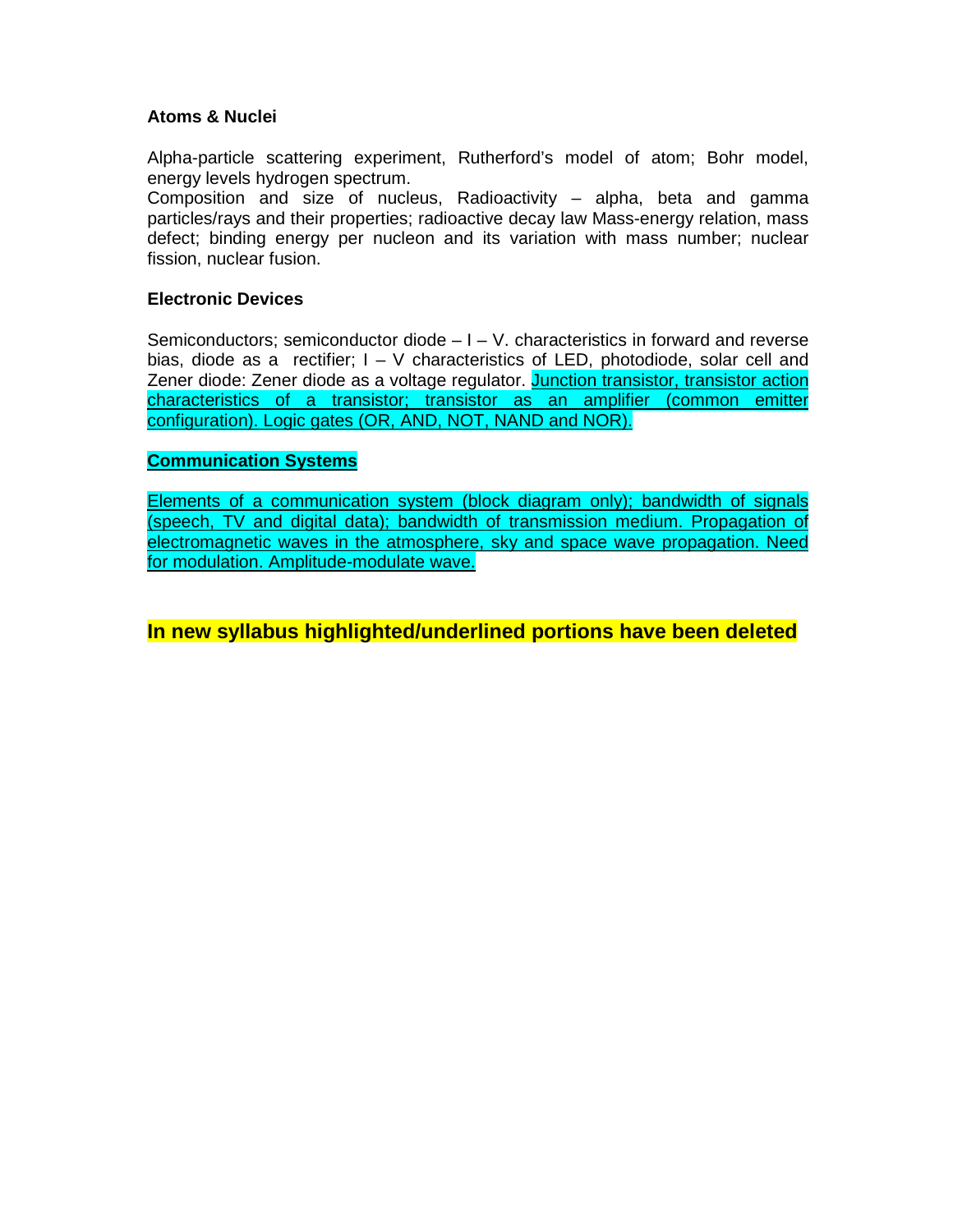**Atoms & Nuclei**

Alpha-particle scattering experiment, Rutherford's model of atom; Bohr model, energy levels hydrogen spectrum.
Composition and size of nucleus, Radioactivity – alpha, beta and gamma particles/rays and their properties; radioactive decay law Mass-energy relation, mass defect; binding energy per nucleon and its variation with mass number; nuclear fission, nuclear fusion.

**Electronic Devices**

Semiconductors; semiconductor diode – I – V. characteristics in forward and reverse bias, diode as a rectifier; I – V characteristics of LED, photodiode, solar cell and Zener diode: Zener diode as a voltage regulator. <u>Junction transistor, transistor action characteristics of a transistor; transistor as an amplifier (common emitter configuration). Logic gates (OR, AND, NOT, NAND and NOR).</u>

<u>**Communication Systems**</u>

<u>Elements of a communication system (block diagram only); bandwidth of signals (speech, TV and digital data); bandwidth of transmission medium. Propagation of electromagnetic waves in the atmosphere, sky and space wave propagation. Need for modulation. Amplitude-modulate wave.</u>

**In new syllabus highlighted/underlined portions have been deleted**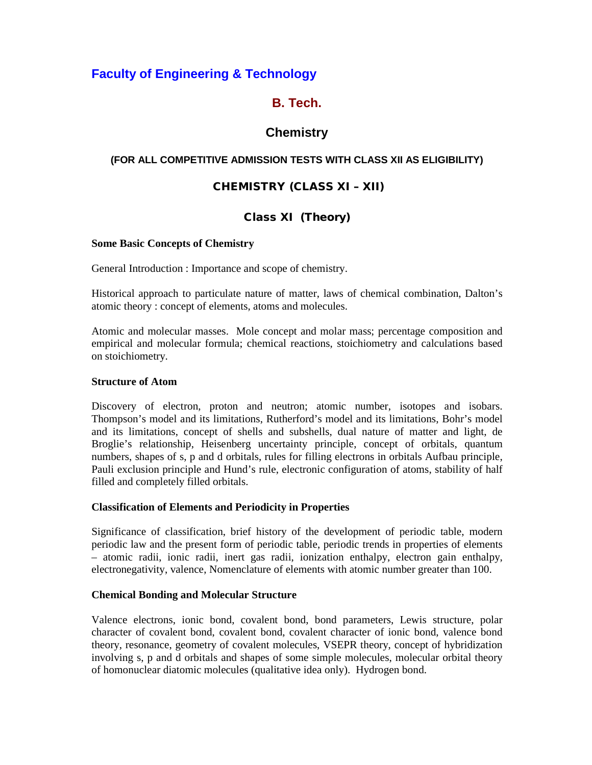# Faculty of Engineering & Technology

## B. Tech.

## Chemistry

### (FOR ALL COMPETITIVE ADMISSION TESTS WITH CLASS XII AS ELIGIBILITY)

### CHEMISTRY (CLASS XI – XII)

### Class XI (Theory)

**Some Basic Concepts of Chemistry**

General Introduction : Importance and scope of chemistry.

Historical approach to particulate nature of matter, laws of chemical combination, Dalton's atomic theory : concept of elements, atoms and molecules.

Atomic and molecular masses. Mole concept and molar mass; percentage composition and empirical and molecular formula; chemical reactions, stoichiometry and calculations based on stoichiometry.

**Structure of Atom**

Discovery of electron, proton and neutron; atomic number, isotopes and isobars. Thompson's model and its limitations, Rutherford's model and its limitations, Bohr's model and its limitations, concept of shells and subshells, dual nature of matter and light, de Broglie's relationship, Heisenberg uncertainty principle, concept of orbitals, quantum numbers, shapes of s, p and d orbitals, rules for filling electrons in orbitals Aufbau principle, Pauli exclusion principle and Hund's rule, electronic configuration of atoms, stability of half filled and completely filled orbitals.

**Classification of Elements and Periodicity in Properties**

Significance of classification, brief history of the development of periodic table, modern periodic law and the present form of periodic table, periodic trends in properties of elements – atomic radii, ionic radii, inert gas radii, ionization enthalpy, electron gain enthalpy, electronegativity, valence, Nomenclature of elements with atomic number greater than 100.

**Chemical Bonding and Molecular Structure**

Valence electrons, ionic bond, covalent bond, bond parameters, Lewis structure, polar character of covalent bond, covalent bond, covalent character of ionic bond, valence bond theory, resonance, geometry of covalent molecules, VSEPR theory, concept of hybridization involving s, p and d orbitals and shapes of some simple molecules, molecular orbital theory of homonuclear diatomic molecules (qualitative idea only). Hydrogen bond.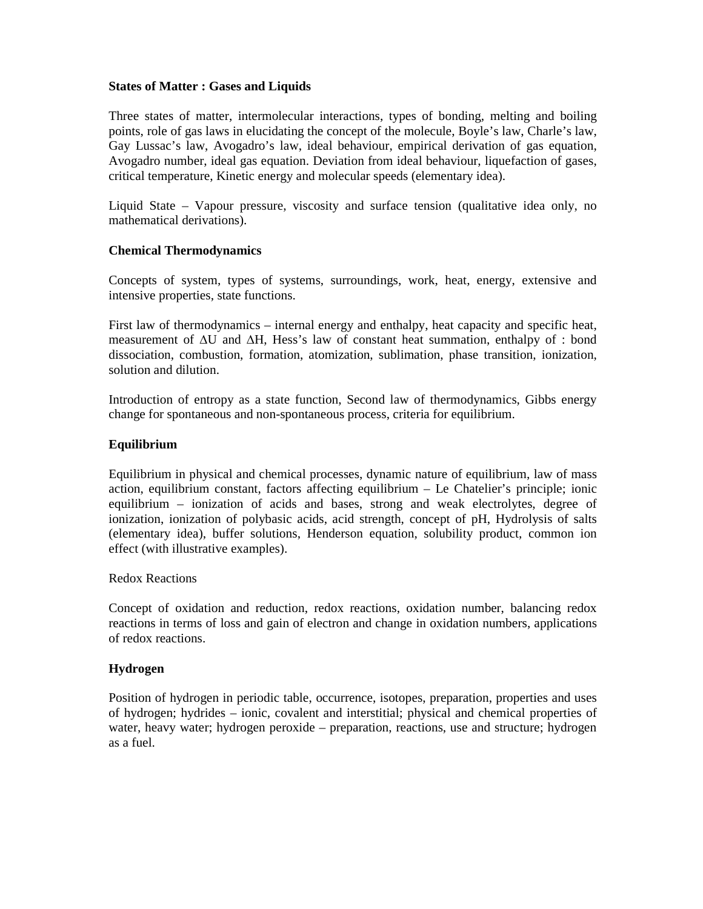**States of Matter : Gases and Liquids**

Three states of matter, intermolecular interactions, types of bonding, melting and boiling points, role of gas laws in elucidating the concept of the molecule, Boyle's law, Charle's law, Gay Lussac's law, Avogadro's law, ideal behaviour, empirical derivation of gas equation, Avogadro number, ideal gas equation. Deviation from ideal behaviour, liquefaction of gases, critical temperature, Kinetic energy and molecular speeds (elementary idea).

Liquid State – Vapour pressure, viscosity and surface tension (qualitative idea only, no mathematical derivations).

**Chemical Thermodynamics**

Concepts of system, types of systems, surroundings, work, heat, energy, extensive and intensive properties, state functions.

First law of thermodynamics – internal energy and enthalpy, heat capacity and specific heat, measurement of $\Delta U$ and $\Delta H$, Hess's law of constant heat summation, enthalpy of : bond dissociation, combustion, formation, atomization, sublimation, phase transition, ionization, solution and dilution.

Introduction of entropy as a state function, Second law of thermodynamics, Gibbs energy change for spontaneous and non-spontaneous process, criteria for equilibrium.

**Equilibrium**

Equilibrium in physical and chemical processes, dynamic nature of equilibrium, law of mass action, equilibrium constant, factors affecting equilibrium – Le Chatelier's principle; ionic equilibrium – ionization of acids and bases, strong and weak electrolytes, degree of ionization, ionization of polybasic acids, acid strength, concept of pH, Hydrolysis of salts (elementary idea), buffer solutions, Henderson equation, solubility product, common ion effect (with illustrative examples).

Redox Reactions

Concept of oxidation and reduction, redox reactions, oxidation number, balancing redox reactions in terms of loss and gain of electron and change in oxidation numbers, applications of redox reactions.

**Hydrogen**

Position of hydrogen in periodic table, occurrence, isotopes, preparation, properties and uses of hydrogen; hydrides – ionic, covalent and interstitial; physical and chemical properties of water, heavy water; hydrogen peroxide – preparation, reactions, use and structure; hydrogen as a fuel.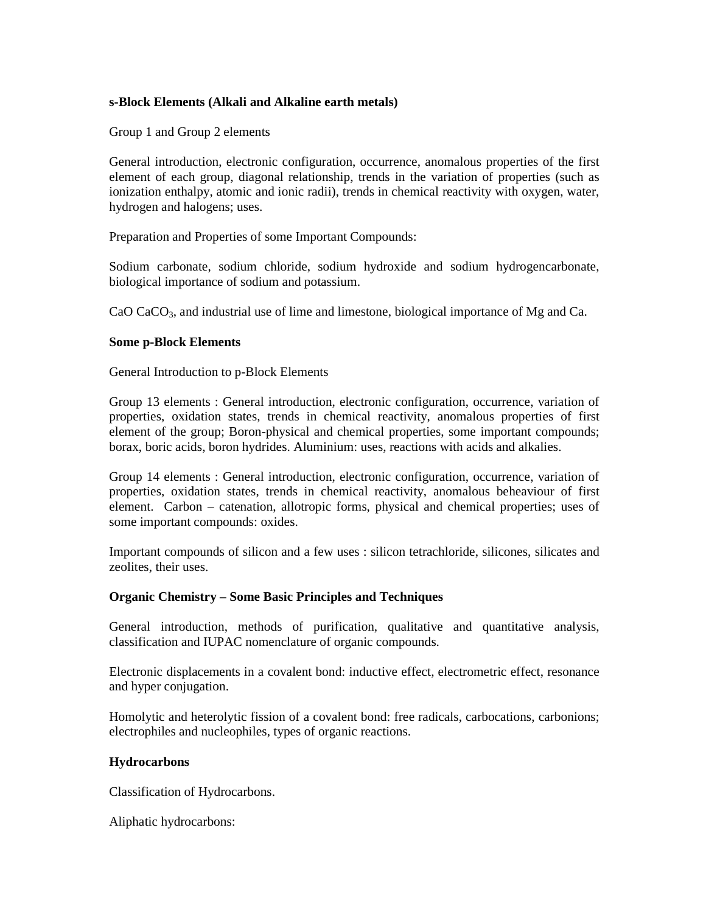**s-Block Elements (Alkali and Alkaline earth metals)**

Group 1 and Group 2 elements

General introduction, electronic configuration, occurrence, anomalous properties of the first element of each group, diagonal relationship, trends in the variation of properties (such as ionization enthalpy, atomic and ionic radii), trends in chemical reactivity with oxygen, water, hydrogen and halogens; uses.

Preparation and Properties of some Important Compounds:

Sodium carbonate, sodium chloride, sodium hydroxide and sodium hydrogencarbonate, biological importance of sodium and potassium.

CaO $CaCO_3$, and industrial use of lime and limestone, biological importance of Mg and Ca.

**Some p-Block Elements**

General Introduction to p-Block Elements

Group 13 elements : General introduction, electronic configuration, occurrence, variation of properties, oxidation states, trends in chemical reactivity, anomalous properties of first element of the group; Boron-physical and chemical properties, some important compounds; borax, boric acids, boron hydrides. Aluminium: uses, reactions with acids and alkalies.

Group 14 elements : General introduction, electronic configuration, occurrence, variation of properties, oxidation states, trends in chemical reactivity, anomalous beheaviour of first element. Carbon – catenation, allotropic forms, physical and chemical properties; uses of some important compounds: oxides.

Important compounds of silicon and a few uses : silicon tetrachloride, silicones, silicates and zeolites, their uses.

**Organic Chemistry – Some Basic Principles and Techniques**

General introduction, methods of purification, qualitative and quantitative analysis, classification and IUPAC nomenclature of organic compounds.

Electronic displacements in a covalent bond: inductive effect, electrometric effect, resonance and hyper conjugation.

Homolytic and heterolytic fission of a covalent bond: free radicals, carbocations, carbonions; electrophiles and nucleophiles, types of organic reactions.

**Hydrocarbons**

Classification of Hydrocarbons.

Aliphatic hydrocarbons: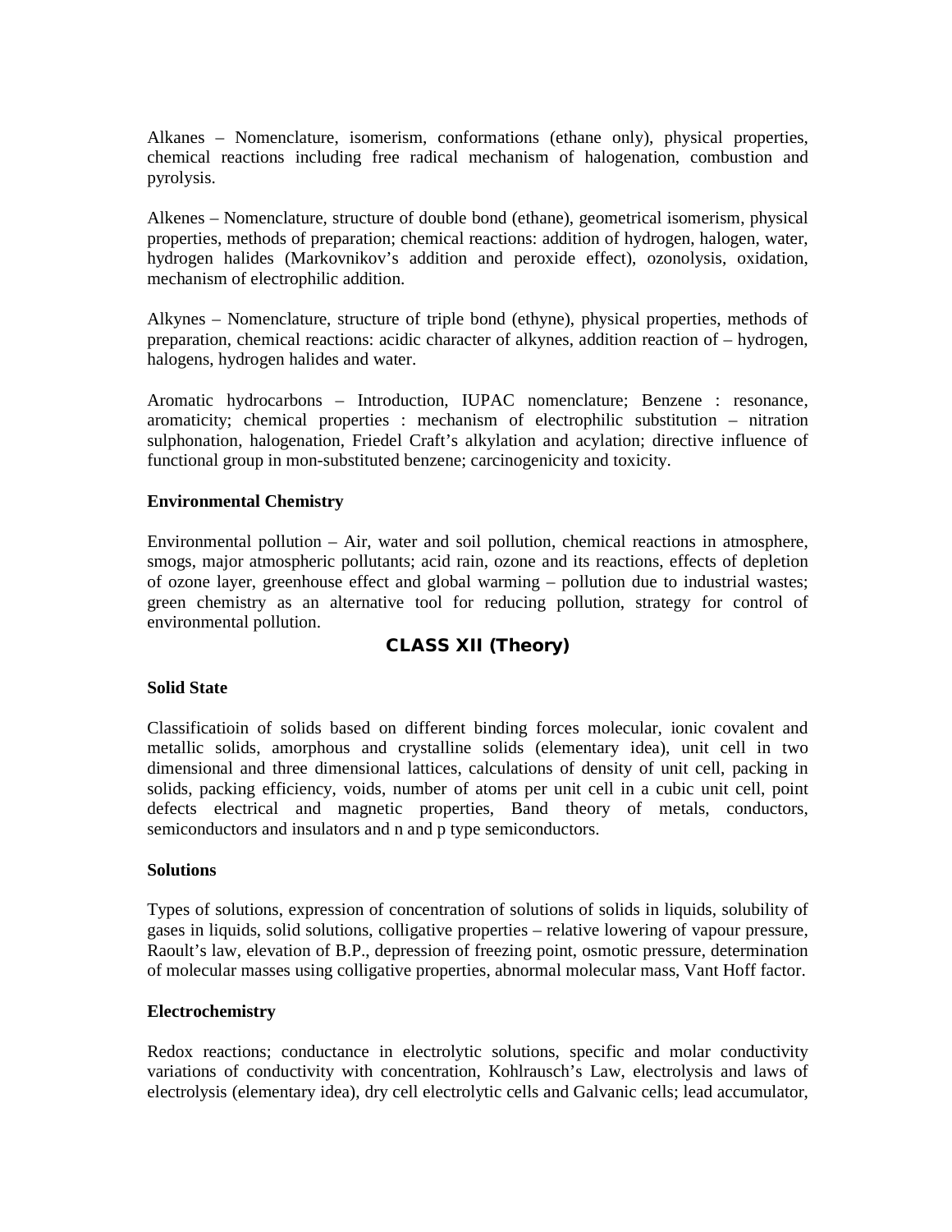Alkanes – Nomenclature, isomerism, conformations (ethane only), physical properties, chemical reactions including free radical mechanism of halogenation, combustion and pyrolysis.

Alkenes – Nomenclature, structure of double bond (ethane), geometrical isomerism, physical properties, methods of preparation; chemical reactions: addition of hydrogen, halogen, water, hydrogen halides (Markovnikov's addition and peroxide effect), ozonolysis, oxidation, mechanism of electrophilic addition.

Alkynes – Nomenclature, structure of triple bond (ethyne), physical properties, methods of preparation, chemical reactions: acidic character of alkynes, addition reaction of – hydrogen, halogens, hydrogen halides and water.

Aromatic hydrocarbons – Introduction, IUPAC nomenclature; Benzene : resonance, aromaticity; chemical properties : mechanism of electrophilic substitution – nitration sulphonation, halogenation, Friedel Craft's alkylation and acylation; directive influence of functional group in mon-substituted benzene; carcinogenicity and toxicity.

**Environmental Chemistry**

Environmental pollution – Air, water and soil pollution, chemical reactions in atmosphere, smogs, major atmospheric pollutants; acid rain, ozone and its reactions, effects of depletion of ozone layer, greenhouse effect and global warming – pollution due to industrial wastes; green chemistry as an alternative tool for reducing pollution, strategy for control of environmental pollution.

## CLASS XII (Theory)

**Solid State**

Classificatioin of solids based on different binding forces molecular, ionic covalent and metallic solids, amorphous and crystalline solids (elementary idea), unit cell in two dimensional and three dimensional lattices, calculations of density of unit cell, packing in solids, packing efficiency, voids, number of atoms per unit cell in a cubic unit cell, point defects electrical and magnetic properties, Band theory of metals, conductors, semiconductors and insulators and n and p type semiconductors.

**Solutions**

Types of solutions, expression of concentration of solutions of solids in liquids, solubility of gases in liquids, solid solutions, colligative properties – relative lowering of vapour pressure, Raoult's law, elevation of B.P., depression of freezing point, osmotic pressure, determination of molecular masses using colligative properties, abnormal molecular mass, Vant Hoff factor.

**Electrochemistry**

Redox reactions; conductance in electrolytic solutions, specific and molar conductivity variations of conductivity with concentration, Kohlrausch's Law, electrolysis and laws of electrolysis (elementary idea), dry cell electrolytic cells and Galvanic cells; lead accumulator,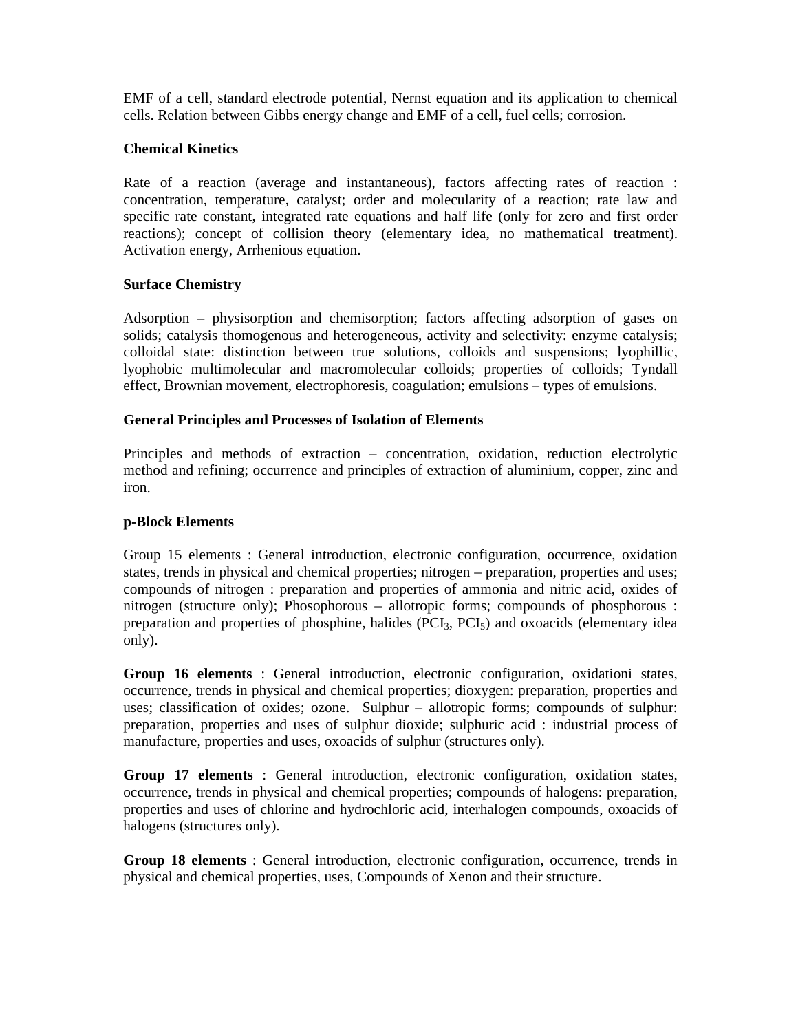EMF of a cell, standard electrode potential, Nernst equation and its application to chemical cells. Relation between Gibbs energy change and EMF of a cell, fuel cells; corrosion.

**Chemical Kinetics**

Rate of a reaction (average and instantaneous), factors affecting rates of reaction : concentration, temperature, catalyst; order and molecularity of a reaction; rate law and specific rate constant, integrated rate equations and half life (only for zero and first order reactions); concept of collision theory (elementary idea, no mathematical treatment). Activation energy, Arrhenious equation.

**Surface Chemistry**

Adsorption – physisorption and chemisorption; factors affecting adsorption of gases on solids; catalysis thomogenous and heterogeneous, activity and selectivity: enzyme catalysis; colloidal state: distinction between true solutions, colloids and suspensions; lyophillic, lyophobic multimolecular and macromolecular colloids; properties of colloids; Tyndall effect, Brownian movement, electrophoresis, coagulation; emulsions – types of emulsions.

**General Principles and Processes of Isolation of Elements**

Principles and methods of extraction – concentration, oxidation, reduction electrolytic method and refining; occurrence and principles of extraction of aluminium, copper, zinc and iron.

**p-Block Elements**

Group 15 elements : General introduction, electronic configuration, occurrence, oxidation states, trends in physical and chemical properties; nitrogen – preparation, properties and uses; compounds of nitrogen : preparation and properties of ammonia and nitric acid, oxides of nitrogen (structure only); Phosophorous – allotropic forms; compounds of phosphorous : preparation and properties of phosphine, halides ($PCI_3$, $PCI_5$) and oxoacids (elementary idea only).

**Group 16 elements** : General introduction, electronic configuration, oxidationi states, occurrence, trends in physical and chemical properties; dioxygen: preparation, properties and uses; classification of oxides; ozone. Sulphur – allotropic forms; compounds of sulphur: preparation, properties and uses of sulphur dioxide; sulphuric acid : industrial process of manufacture, properties and uses, oxoacids of sulphur (structures only).

**Group 17 elements** : General introduction, electronic configuration, oxidation states, occurrence, trends in physical and chemical properties; compounds of halogens: preparation, properties and uses of chlorine and hydrochloric acid, interhalogen compounds, oxoacids of halogens (structures only).

**Group 18 elements** : General introduction, electronic configuration, occurrence, trends in physical and chemical properties, uses, Compounds of Xenon and their structure.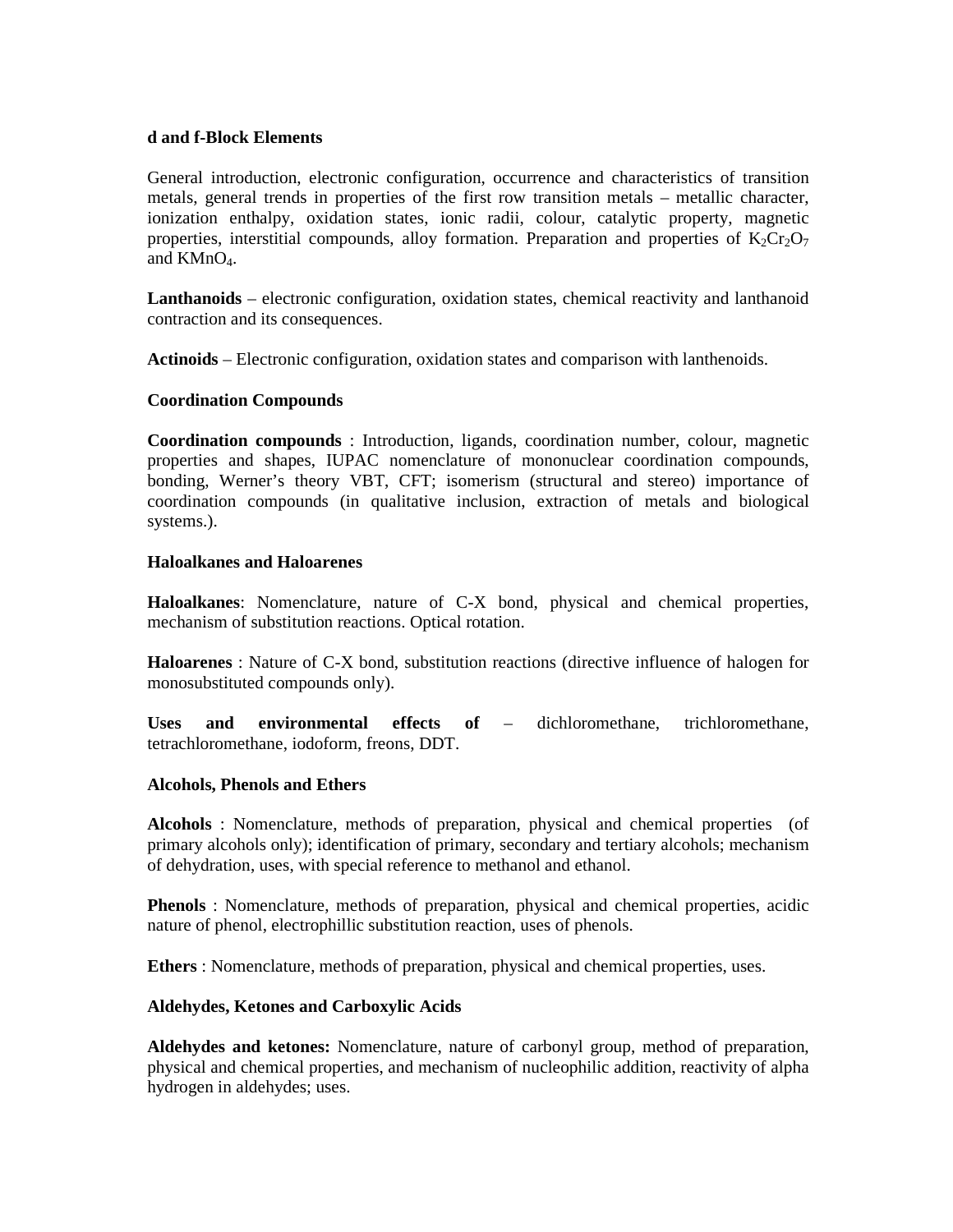**d and f-Block Elements**

General introduction, electronic configuration, occurrence and characteristics of transition metals, general trends in properties of the first row transition metals – metallic character, ionization enthalpy, oxidation states, ionic radii, colour, catalytic property, magnetic properties, interstitial compounds, alloy formation. Preparation and properties of $K_2Cr_2O_7$ and $KMnO_4$.

**Lanthanoids** – electronic configuration, oxidation states, chemical reactivity and lanthanoid contraction and its consequences.

**Actinoids** – Electronic configuration, oxidation states and comparison with lanthenoids.

**Coordination Compounds**

**Coordination compounds** : Introduction, ligands, coordination number, colour, magnetic properties and shapes, IUPAC nomenclature of mononuclear coordination compounds, bonding, Werner's theory VBT, CFT; isomerism (structural and stereo) importance of coordination compounds (in qualitative inclusion, extraction of metals and biological systems.).

**Haloalkanes and Haloarenes**

**Haloalkanes**: Nomenclature, nature of C-X bond, physical and chemical properties, mechanism of substitution reactions. Optical rotation.

**Haloarenes** : Nature of C-X bond, substitution reactions (directive influence of halogen for monosubstituted compounds only).

**Uses and environmental effects of** – dichloromethane, trichloromethane, tetrachloromethane, iodoform, freons, DDT.

**Alcohols, Phenols and Ethers**

**Alcohols** : Nomenclature, methods of preparation, physical and chemical properties (of primary alcohols only); identification of primary, secondary and tertiary alcohols; mechanism of dehydration, uses, with special reference to methanol and ethanol.

**Phenols** : Nomenclature, methods of preparation, physical and chemical properties, acidic nature of phenol, electrophillic substitution reaction, uses of phenols.

**Ethers** : Nomenclature, methods of preparation, physical and chemical properties, uses.

**Aldehydes, Ketones and Carboxylic Acids**

**Aldehydes and ketones:** Nomenclature, nature of carbonyl group, method of preparation, physical and chemical properties, and mechanism of nucleophilic addition, reactivity of alpha hydrogen in aldehydes; uses.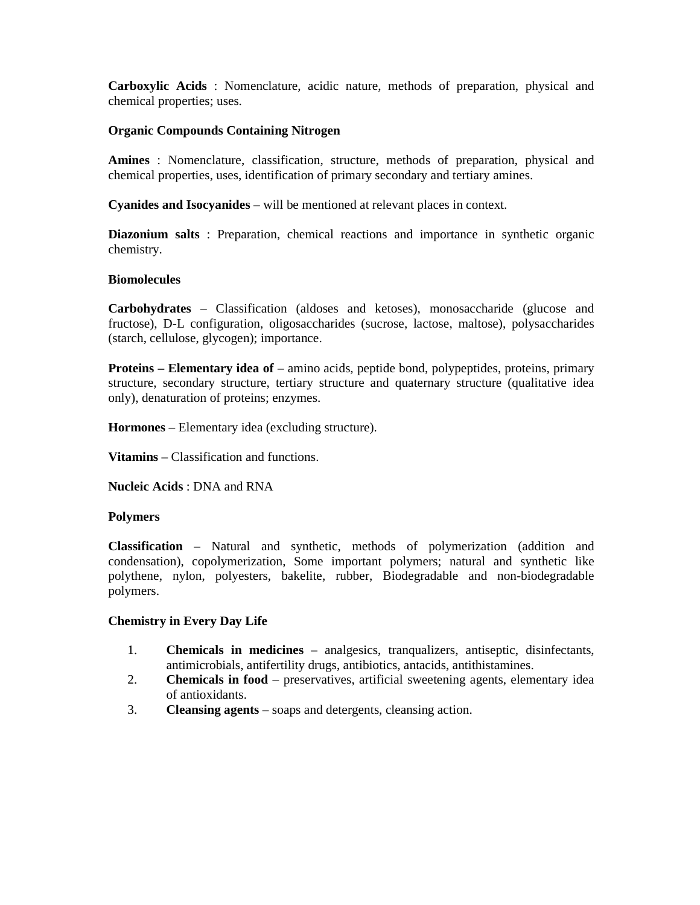**Carboxylic Acids** : Nomenclature, acidic nature, methods of preparation, physical and chemical properties; uses.

**Organic Compounds Containing Nitrogen**

**Amines** : Nomenclature, classification, structure, methods of preparation, physical and chemical properties, uses, identification of primary secondary and tertiary amines.

**Cyanides and Isocyanides** – will be mentioned at relevant places in context.

**Diazonium salts** : Preparation, chemical reactions and importance in synthetic organic chemistry.

**Biomolecules**

**Carbohydrates** – Classification (aldoses and ketoses), monosaccharide (glucose and fructose), D-L configuration, oligosaccharides (sucrose, lactose, maltose), polysaccharides (starch, cellulose, glycogen); importance.

**Proteins – Elementary idea of** – amino acids, peptide bond, polypeptides, proteins, primary structure, secondary structure, tertiary structure and quaternary structure (qualitative idea only), denaturation of proteins; enzymes.

**Hormones** – Elementary idea (excluding structure).

**Vitamins** – Classification and functions.

**Nucleic Acids** : DNA and RNA

**Polymers**

**Classification** – Natural and synthetic, methods of polymerization (addition and condensation), copolymerization, Some important polymers; natural and synthetic like polythene, nylon, polyesters, bakelite, rubber, Biodegradable and non-biodegradable polymers.

**Chemistry in Every Day Life**

1. **Chemicals in medicines** – analgesics, tranqualizers, antiseptic, disinfectants, antimicrobials, antifertility drugs, antibiotics, antacids, antithistamines.
2. **Chemicals in food** – preservatives, artificial sweetening agents, elementary idea of antioxidants.
3. **Cleansing agents** – soaps and detergents, cleansing action.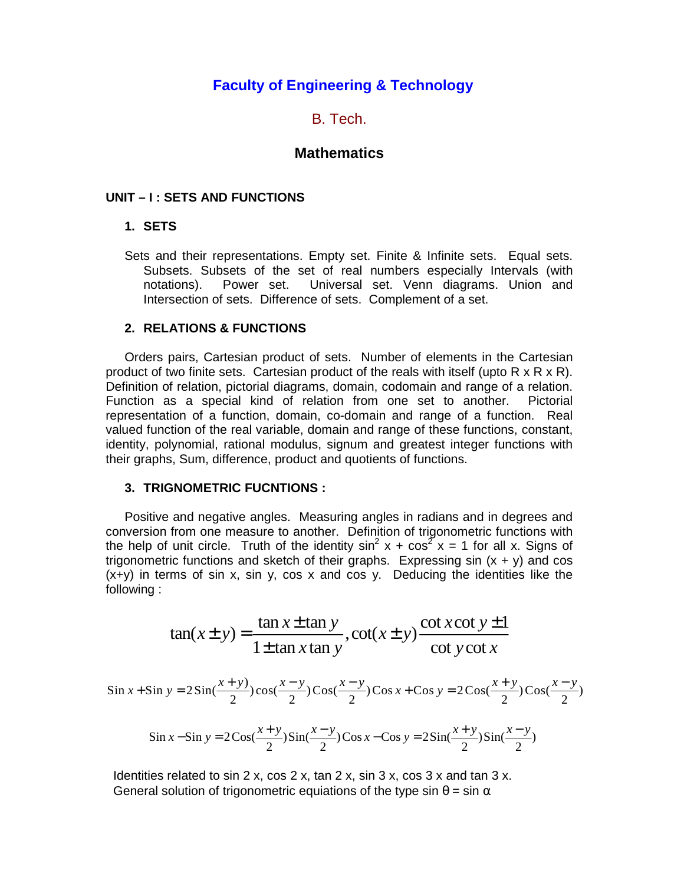## Faculty of Engineering & Technology

B. Tech.

### Mathematics

**UNIT – I : SETS AND FUNCTIONS**

**1. SETS**

Sets and their representations. Empty set. Finite & Infinite sets. Equal sets. Subsets. Subsets of the set of real numbers especially Intervals (with notations). Power set. Universal set. Venn diagrams. Union and Intersection of sets. Difference of sets. Complement of a set.

**2. RELATIONS & FUNCTIONS**

Orders pairs, Cartesian product of sets. Number of elements in the Cartesian product of two finite sets. Cartesian product of the reals with itself (upto R x R x R). Definition of relation, pictorial diagrams, domain, codomain and range of a relation. Function as a special kind of relation from one set to another. Pictorial representation of a function, domain, co-domain and range of a function. Real valued function of the real variable, domain and range of these functions, constant, identity, polynomial, rational modulus, signum and greatest integer functions with their graphs, Sum, difference, product and quotients of functions.

**3. TRIGNOMETRIC FUCNTIONS :**

Positive and negative angles. Measuring angles in radians and in degrees and conversion from one measure to another. Definition of trigonometric functions with the help of unit circle. Truth of the identity $\sin^2 x + \cos^2 x = 1$ for all x. Signs of trigonometric functions and sketch of their graphs. Expressing sin (x + y) and cos (x+y) in terms of sin x, sin y, cos x and cos y. Deducing the identities like the following :

$$\tan(x \pm y) = \frac{\tan x \pm \tan y}{1 \pm \tan x \tan y}, \cot(x \pm y)\frac{\cot x \cot y \pm 1}{\cot y \cot x}$$

$$\text{Sin } x + \text{Sin } y = 2\,\text{Sin}\left(\frac{x+y)}{2}\right)\cos\left(\frac{x-y}{2}\right)\text{Cos}\left(\frac{x-y}{2}\right)\text{Cos } x + \text{Cos } y = 2\,\text{Cos}\left(\frac{x+y}{2}\right)\text{Cos}\left(\frac{x-y}{2}\right)$$

$$\text{Sin } x - \text{Sin } y = 2\,\text{Cos}\left(\frac{x+y}{2}\right)\text{Sin}\left(\frac{x-y}{2}\right)\text{Cos } x - \text{Cos } y = 2\,\text{Sin}\left(\frac{x+y}{2}\right)\text{Sin}\left(\frac{x-y}{2}\right)$$

Identities related to sin 2 x, cos 2 x, tan 2 x, sin 3 x, cos 3 x and tan 3 x.
General solution of trigonometric equations of the type $\sin \theta = \sin \alpha$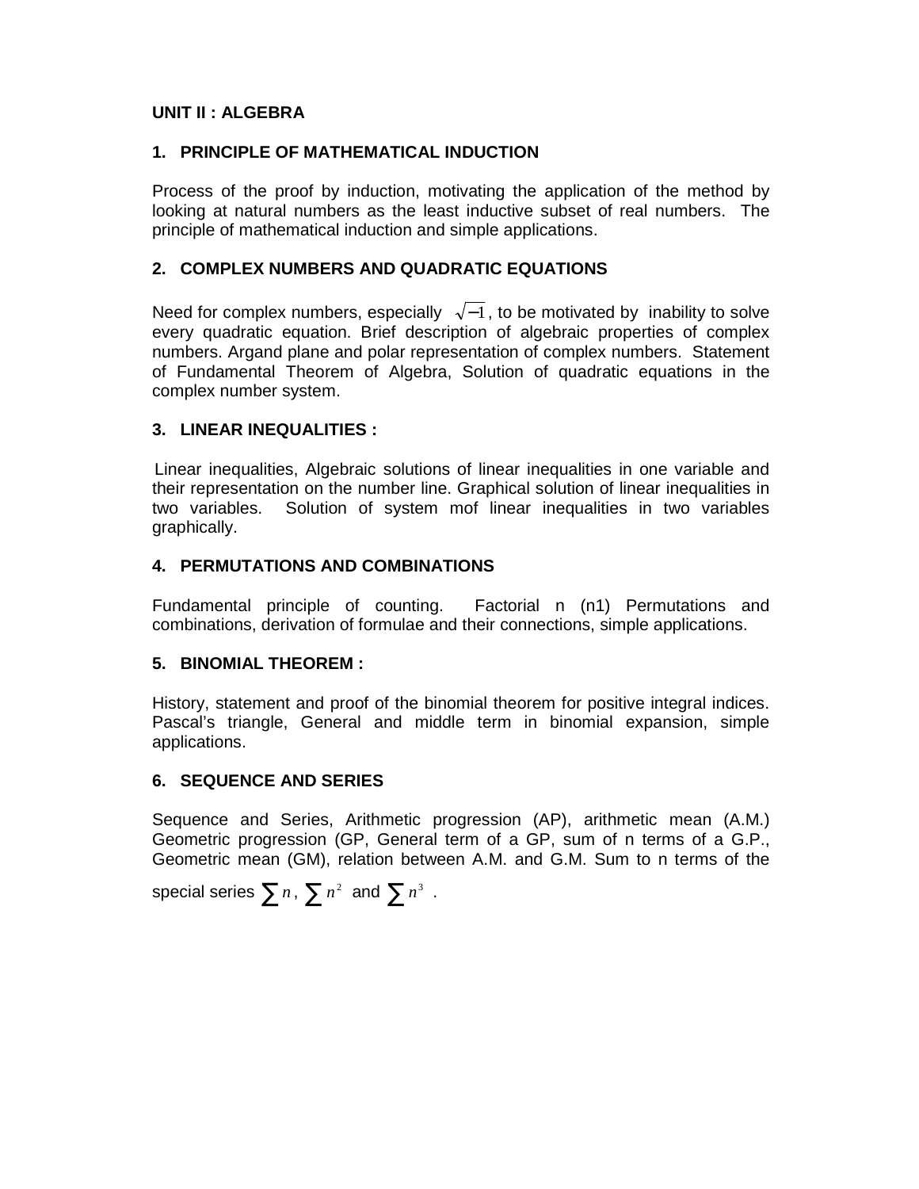**UNIT II : ALGEBRA**

## 1. PRINCIPLE OF MATHEMATICAL INDUCTION

Process of the proof by induction, motivating the application of the method by looking at natural numbers as the least inductive subset of real numbers. The principle of mathematical induction and simple applications.

## 2. COMPLEX NUMBERS AND QUADRATIC EQUATIONS

Need for complex numbers, especially $\sqrt{-1}$, to be motivated by inability to solve every quadratic equation. Brief description of algebraic properties of complex numbers. Argand plane and polar representation of complex numbers. Statement of Fundamental Theorem of Algebra, Solution of quadratic equations in the complex number system.

## 3. LINEAR INEQUALITIES :

Linear inequalities, Algebraic solutions of linear inequalities in one variable and their representation on the number line. Graphical solution of linear inequalities in two variables. Solution of system mof linear inequalities in two variables graphically.

## 4. PERMUTATIONS AND COMBINATIONS

Fundamental principle of counting. Factorial n (n1) Permutations and combinations, derivation of formulae and their connections, simple applications.

## 5. BINOMIAL THEOREM :

History, statement and proof of the binomial theorem for positive integral indices. Pascal's triangle, General and middle term in binomial expansion, simple applications.

## 6. SEQUENCE AND SERIES

Sequence and Series, Arithmetic progression (AP), arithmetic mean (A.M.) Geometric progression (GP, General term of a GP, sum of n terms of a G.P., Geometric mean (GM), relation between A.M. and G.M. Sum to n terms of the special series $\sum n$, $\sum n^2$ and $\sum n^3$ .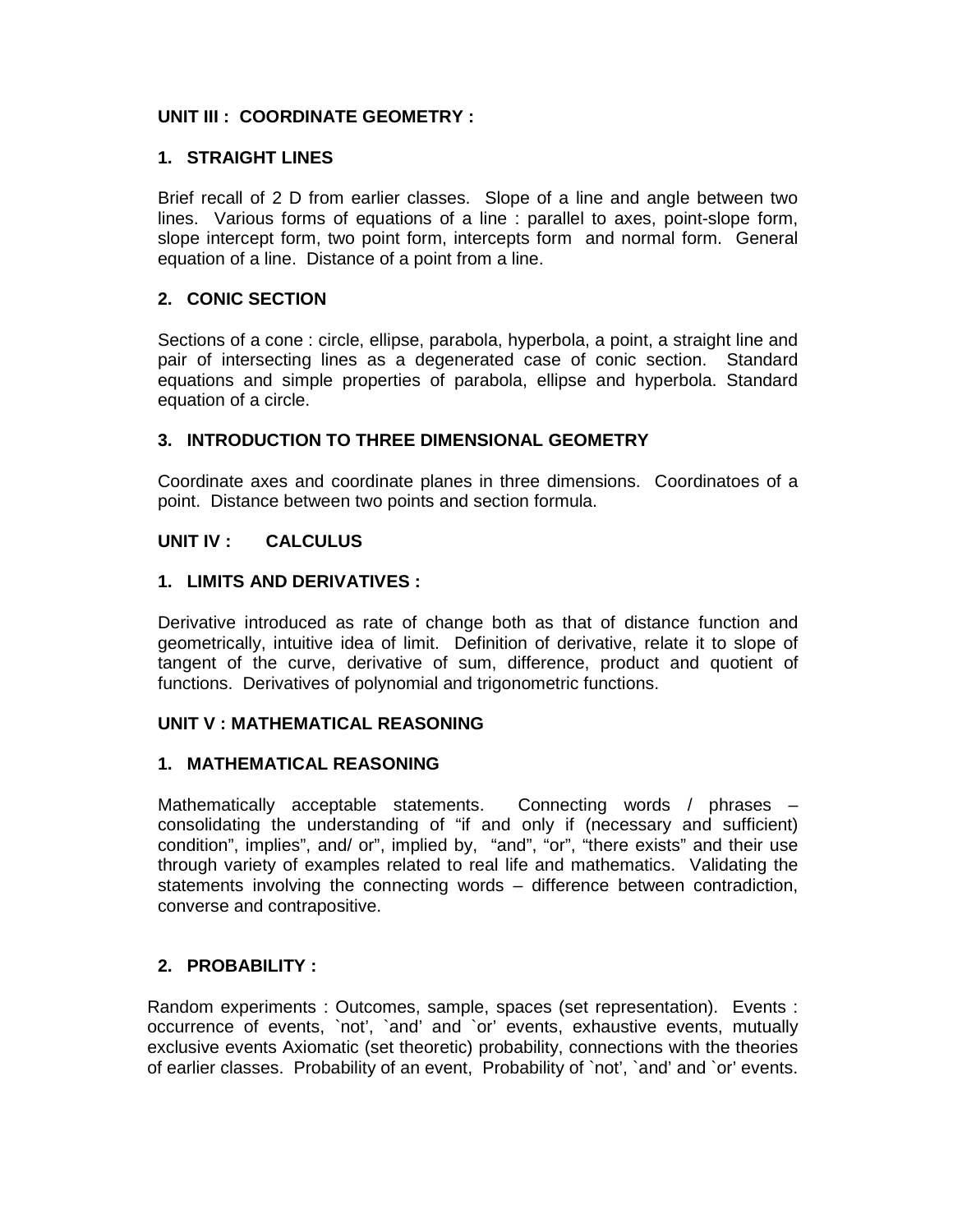## UNIT III : COORDINATE GEOMETRY :

### 1. STRAIGHT LINES

Brief recall of 2 D from earlier classes. Slope of a line and angle between two lines. Various forms of equations of a line : parallel to axes, point-slope form, slope intercept form, two point form, intercepts form and normal form. General equation of a line. Distance of a point from a line.

### 2. CONIC SECTION

Sections of a cone : circle, ellipse, parabola, hyperbola, a point, a straight line and pair of intersecting lines as a degenerated case of conic section. Standard equations and simple properties of parabola, ellipse and hyperbola. Standard equation of a circle.

### 3. INTRODUCTION TO THREE DIMENSIONAL GEOMETRY

Coordinate axes and coordinate planes in three dimensions. Coordinatoes of a point. Distance between two points and section formula.

## UNIT IV : CALCULUS

### 1. LIMITS AND DERIVATIVES :

Derivative introduced as rate of change both as that of distance function and geometrically, intuitive idea of limit. Definition of derivative, relate it to slope of tangent of the curve, derivative of sum, difference, product and quotient of functions. Derivatives of polynomial and trigonometric functions.

## UNIT V : MATHEMATICAL REASONING

### 1. MATHEMATICAL REASONING

Mathematically acceptable statements. Connecting words / phrases – consolidating the understanding of "if and only if (necessary and sufficient) condition", implies", and/ or", implied by, "and", "or", "there exists" and their use through variety of examples related to real life and mathematics. Validating the statements involving the connecting words – difference between contradiction, converse and contrapositive.

### 2. PROBABILITY :

Random experiments : Outcomes, sample, spaces (set representation). Events : occurrence of events, `not', `and' and `or' events, exhaustive events, mutually exclusive events Axiomatic (set theoretic) probability, connections with the theories of earlier classes. Probability of an event, Probability of `not', `and' and `or' events.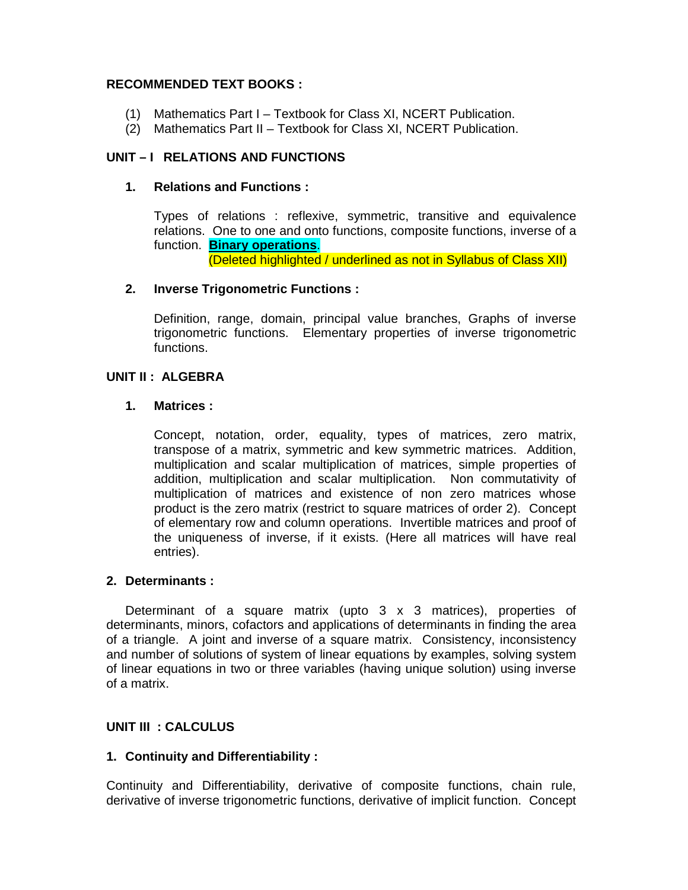**RECOMMENDED TEXT BOOKS :**

(1) Mathematics Part I – Textbook for Class XI, NCERT Publication.
(2) Mathematics Part II – Textbook for Class XI, NCERT Publication.

## UNIT – I RELATIONS AND FUNCTIONS

### 1. Relations and Functions :

Types of relations : reflexive, symmetric, transitive and equivalence relations. One to one and onto functions, composite functions, inverse of a function. **Binary operations**.
(Deleted highlighted / underlined as not in Syllabus of Class XII)

### 2. Inverse Trigonometric Functions :

Definition, range, domain, principal value branches, Graphs of inverse trigonometric functions. Elementary properties of inverse trigonometric functions.

## UNIT II : ALGEBRA

### 1. Matrices :

Concept, notation, order, equality, types of matrices, zero matrix, transpose of a matrix, symmetric and kew symmetric matrices. Addition, multiplication and scalar multiplication of matrices, simple properties of addition, multiplication and scalar multiplication. Non commutativity of multiplication of matrices and existence of non zero matrices whose product is the zero matrix (restrict to square matrices of order 2). Concept of elementary row and column operations. Invertible matrices and proof of the uniqueness of inverse, if it exists. (Here all matrices will have real entries).

### 2. Determinants :

Determinant of a square matrix (upto 3 x 3 matrices), properties of determinants, minors, cofactors and applications of determinants in finding the area of a triangle. A joint and inverse of a square matrix. Consistency, inconsistency and number of solutions of system of linear equations by examples, solving system of linear equations in two or three variables (having unique solution) using inverse of a matrix.

## UNIT III : CALCULUS

### 1. Continuity and Differentiability :

Continuity and Differentiability, derivative of composite functions, chain rule, derivative of inverse trigonometric functions, derivative of implicit function. Concept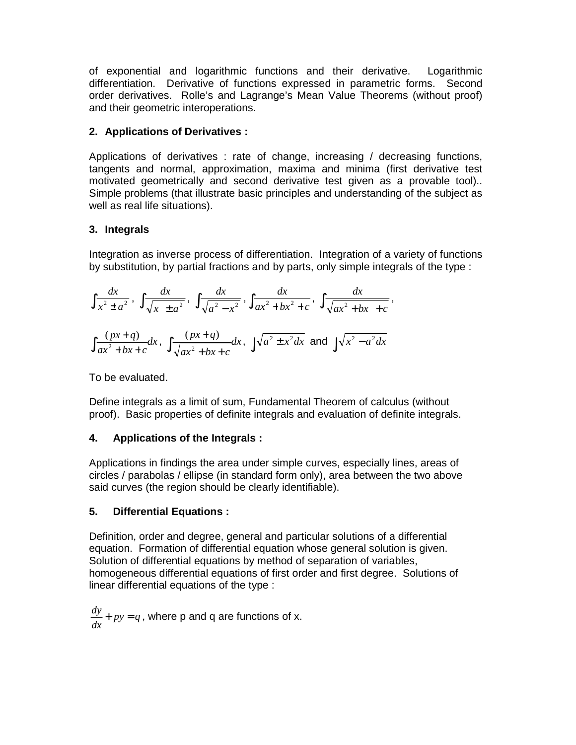of exponential and logarithmic functions and their derivative. Logarithmic differentiation. Derivative of functions expressed in parametric forms. Second order derivatives. Rolle's and Lagrange's Mean Value Theorems (without proof) and their geometric interoperations.

**2. Applications of Derivatives :**

Applications of derivatives : rate of change, increasing / decreasing functions, tangents and normal, approximation, maxima and minima (first derivative test motivated geometrically and second derivative test given as a provable tool).. Simple problems (that illustrate basic principles and understanding of the subject as well as real life situations).

**3. Integrals**

Integration as inverse process of differentiation. Integration of a variety of functions by substitution, by partial fractions and by parts, only simple integrals of the type :

$$\int \frac{dx}{x^2 \pm a^2},\ \int \frac{dx}{\sqrt{x \ \pm a^2}},\ \int \frac{dx}{\sqrt{a^2 - x^2}},\ \int \frac{dx}{ax^2 + bx^2 + c},\ \int \frac{dx}{\sqrt{ax^2 + bx \ + c}},$$

$$\int \frac{(px+q)}{ax^2 + bx + c}dx,\ \int \frac{(px+q)}{\sqrt{ax^2 + bx + c}}dx,\ \int \sqrt{a^2 \pm x^2 dx} \text{ and } \int \sqrt{x^2 - a^2 dx}$$

To be evaluated.

Define integrals as a limit of sum, Fundamental Theorem of calculus (without proof). Basic properties of definite integrals and evaluation of definite integrals.

**4. Applications of the Integrals :**

Applications in findings the area under simple curves, especially lines, areas of circles / parabolas / ellipse (in standard form only), area between the two above said curves (the region should be clearly identifiable).

**5. Differential Equations :**

Definition, order and degree, general and particular solutions of a differential equation. Formation of differential equation whose general solution is given. Solution of differential equations by method of separation of variables, homogeneous differential equations of first order and first degree. Solutions of linear differential equations of the type :

$\frac{dy}{dx} + py = q$, where p and q are functions of x.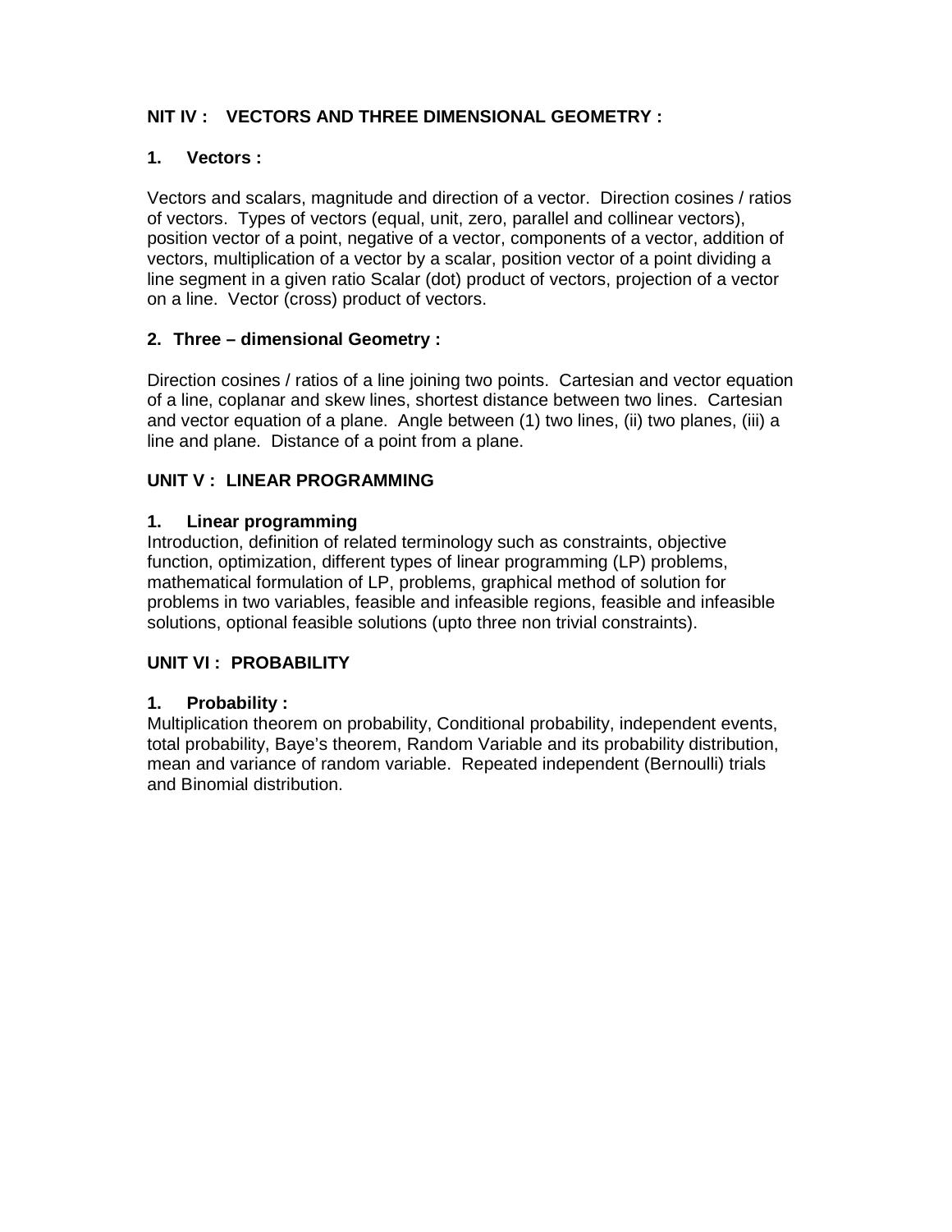## NIT IV : VECTORS AND THREE DIMENSIONAL GEOMETRY :

### 1. Vectors :

Vectors and scalars, magnitude and direction of a vector. Direction cosines / ratios of vectors. Types of vectors (equal, unit, zero, parallel and collinear vectors), position vector of a point, negative of a vector, components of a vector, addition of vectors, multiplication of a vector by a scalar, position vector of a point dividing a line segment in a given ratio Scalar (dot) product of vectors, projection of a vector on a line. Vector (cross) product of vectors.

### 2. Three – dimensional Geometry :

Direction cosines / ratios of a line joining two points. Cartesian and vector equation of a line, coplanar and skew lines, shortest distance between two lines. Cartesian and vector equation of a plane. Angle between (1) two lines, (ii) two planes, (iii) a line and plane. Distance of a point from a plane.

## UNIT V : LINEAR PROGRAMMING

### 1. Linear programming

Introduction, definition of related terminology such as constraints, objective function, optimization, different types of linear programming (LP) problems, mathematical formulation of LP, problems, graphical method of solution for problems in two variables, feasible and infeasible regions, feasible and infeasible solutions, optional feasible solutions (upto three non trivial constraints).

## UNIT VI : PROBABILITY

### 1. Probability :

Multiplication theorem on probability, Conditional probability, independent events, total probability, Baye's theorem, Random Variable and its probability distribution, mean and variance of random variable. Repeated independent (Bernoulli) trials and Binomial distribution.